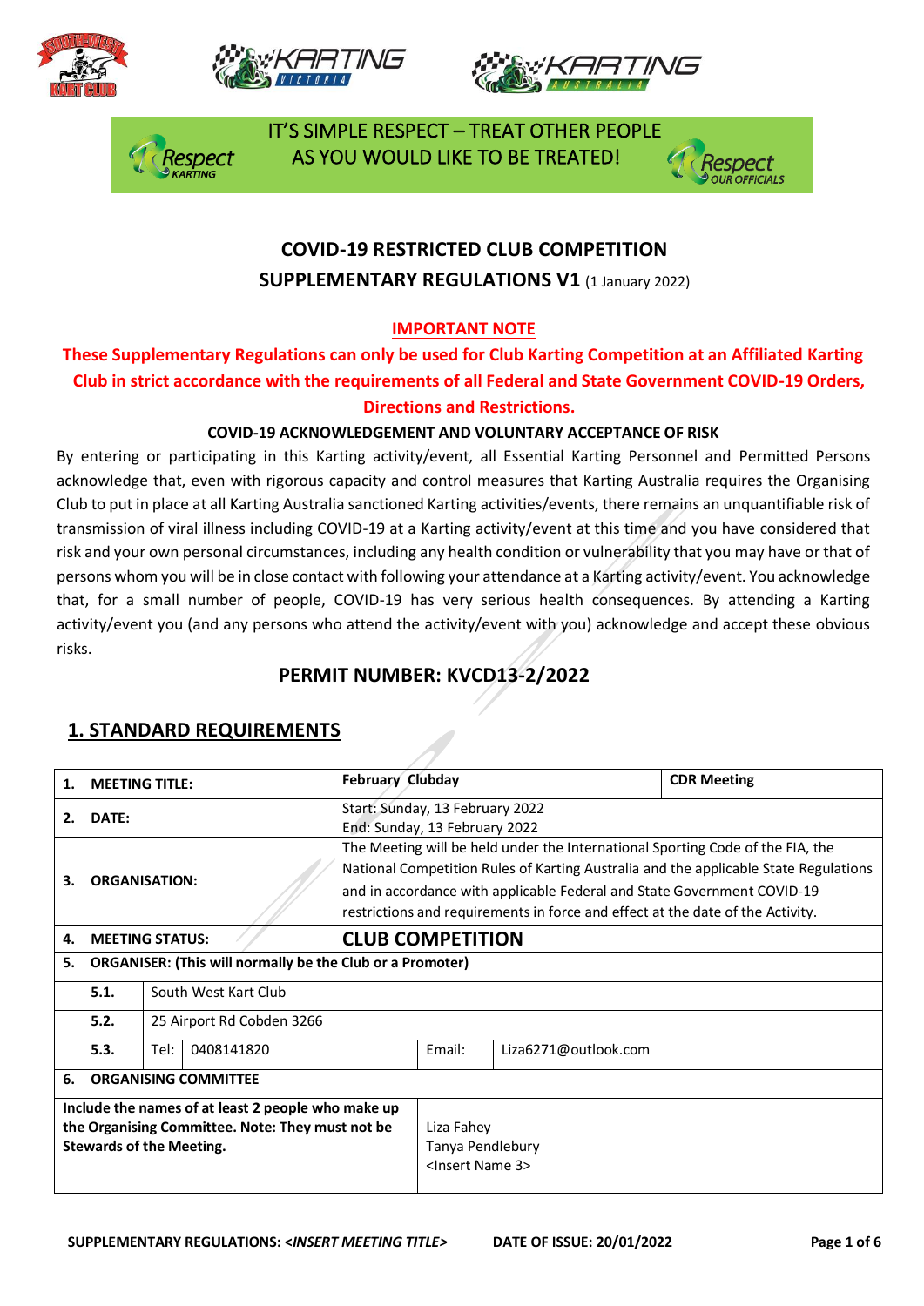IT'S SIMPLE RESPECT – TREAT OTHER PEOPLE AS YOU WOULD LIKE TO BE TREATED!

# COVID-19 RESTRICTED CLUB COMPETITION

## SUPPLEMENTARY REGULATIONS V1 (1 January 2022)

**IMPORTANT NOTE**

**These Supplementary Regulations can only be used for Club Karting Competition at an Affiliated Karting Club in strict accordance with the requirements of all Federal and State Government COVID-19 Orders, Directions and Restrictions.**

**COVID-19 ACKNOWLEDGEMENT AND VOLUNTARY ACCEPTANCE OF RISK**

By entering or participating in this Karting activity/event, all Essential Karting Personnel and Permitted Persons acknowledge that, even with rigorous capacity and control measures that Karting Australia requires the Organising Club to put in place at all Karting Australia sanctioned Karting activities/events, there remains an unquantifiable risk of transmission of viral illness including COVID-19 at a Karting activity/event at this time and you have considered that risk and your own personal circumstances, including any health condition or vulnerability that you may have or that of persons whom you will be in close contact with following your attendance at a Karting activity/event. You acknowledge that, for a small number of people, COVID-19 has very serious health consequences. By attending a Karting activity/event you (and any persons who attend the activity/event with you) acknowledge and accept these obvious risks.

## PERMIT NUMBER: KVCD13-2/2022

## 1. STANDARD REQUIREMENTS

| | | | | |
|---|---|---|---|---|
| **1. MEETING TITLE:** | | **February Clubday** | | **CDR Meeting** |
| **2. DATE:** | | Start: Sunday, 13 February 2022<br>End: Sunday, 13 February 2022 | | |
| **3. ORGANISATION:** | | The Meeting will be held under the International Sporting Code of the FIA, the National Competition Rules of Karting Australia and the applicable State Regulations and in accordance with applicable Federal and State Government COVID-19 restrictions and requirements in force and effect at the date of the Activity. | | |
| **4. MEETING STATUS:** | | **CLUB COMPETITION** | | |
| **5. ORGANISER: (This will normally be the Club or a Promoter)** | | | | |
| **5.1.** | South West Kart Club | | | |
| **5.2.** | 25 Airport Rd Cobden 3266 | | | |
| **5.3.** | Tel: 0408141820 | | Email: | Liza6271@outlook.com |
| **6. ORGANISING COMMITTEE** | | | | |
| **Include the names of at least 2 people who make up the Organising Committee. Note: They must not be Stewards of the Meeting.** | | Liza Fahey<br>Tanya Pendlebury<br><Insert Name 3> | | |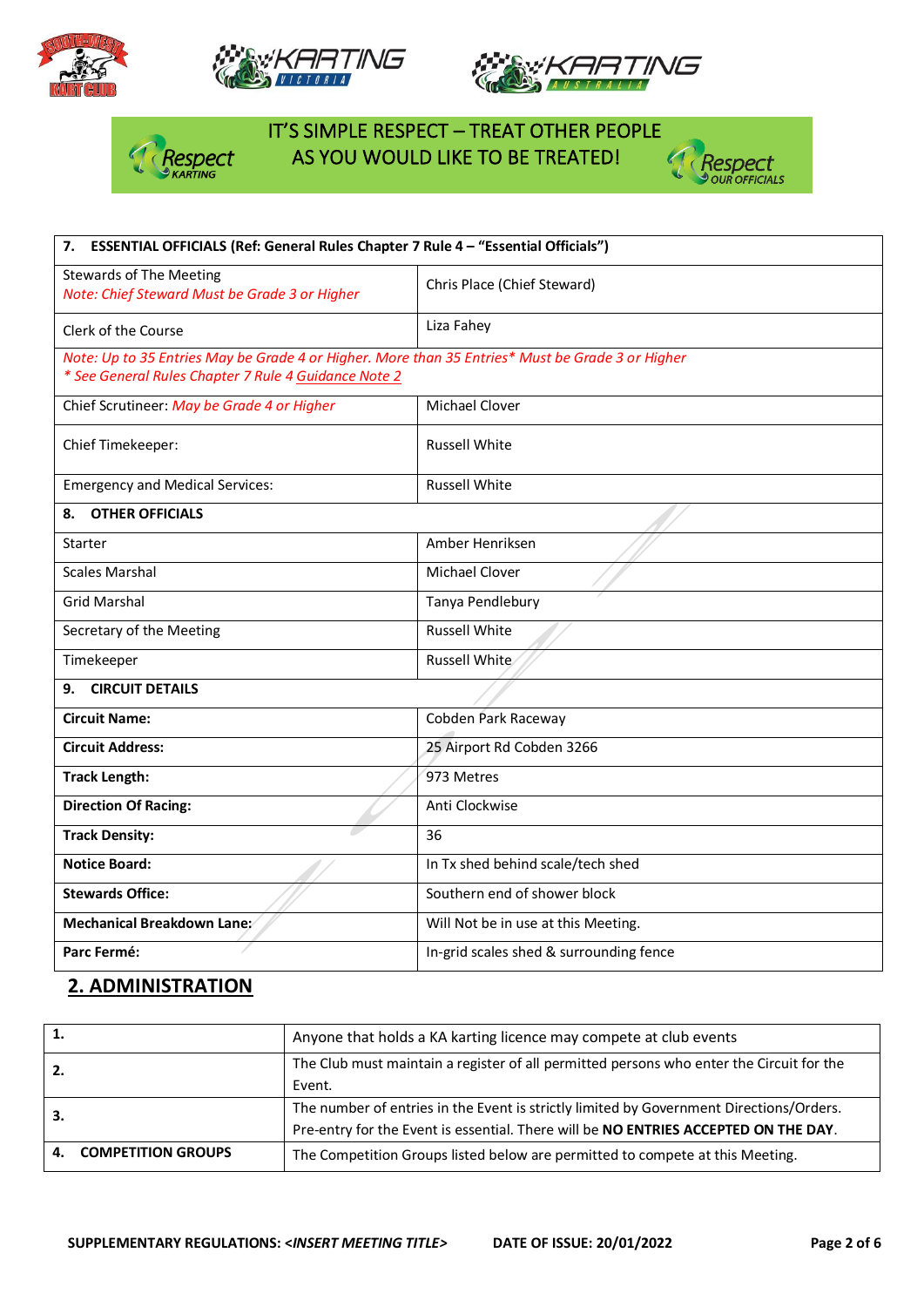IT'S SIMPLE RESPECT – TREAT OTHER PEOPLE AS YOU WOULD LIKE TO BE TREATED!

| **7. ESSENTIAL OFFICIALS (Ref: General Rules Chapter 7 Rule 4 – "Essential Officials")** | |
|---|---|
| Stewards of The Meeting *Note: Chief Steward Must be Grade 3 or Higher* | Chris Place (Chief Steward) |
| Clerk of the Course | Liza Fahey |
| *Note: Up to 35 Entries May be Grade 4 or Higher. More than 35 Entries\* Must be Grade 3 or Higher \* See General Rules Chapter 7 Rule 4 Guidance Note 2* | |
| Chief Scrutineer: *May be Grade 4 or Higher* | Michael Clover |
| Chief Timekeeper: | Russell White |
| Emergency and Medical Services: | Russell White |
| **8. OTHER OFFICIALS** | |
| Starter | Amber Henriksen |
| Scales Marshal | Michael Clover |
| Grid Marshal | Tanya Pendlebury |
| Secretary of the Meeting | Russell White |
| Timekeeper | Russell White |
| **9. CIRCUIT DETAILS** | |
| **Circuit Name:** | Cobden Park Raceway |
| **Circuit Address:** | 25 Airport Rd Cobden 3266 |
| **Track Length:** | 973 Metres |
| **Direction Of Racing:** | Anti Clockwise |
| **Track Density:** | 36 |
| **Notice Board:** | In Tx shed behind scale/tech shed |
| **Stewards Office:** | Southern end of shower block |
| **Mechanical Breakdown Lane:** | Will Not be in use at this Meeting. |
| **Parc Fermé:** | In-grid scales shed & surrounding fence |

## 2. ADMINISTRATION

| | |
|---|---|
| **1.** | Anyone that holds a KA karting licence may compete at club events |
| **2.** | The Club must maintain a register of all permitted persons who enter the Circuit for the Event. |
| **3.** | The number of entries in the Event is strictly limited by Government Directions/Orders. Pre-entry for the Event is essential. There will be **NO ENTRIES ACCEPTED ON THE DAY**. |
| **4. COMPETITION GROUPS** | The Competition Groups listed below are permitted to compete at this Meeting. |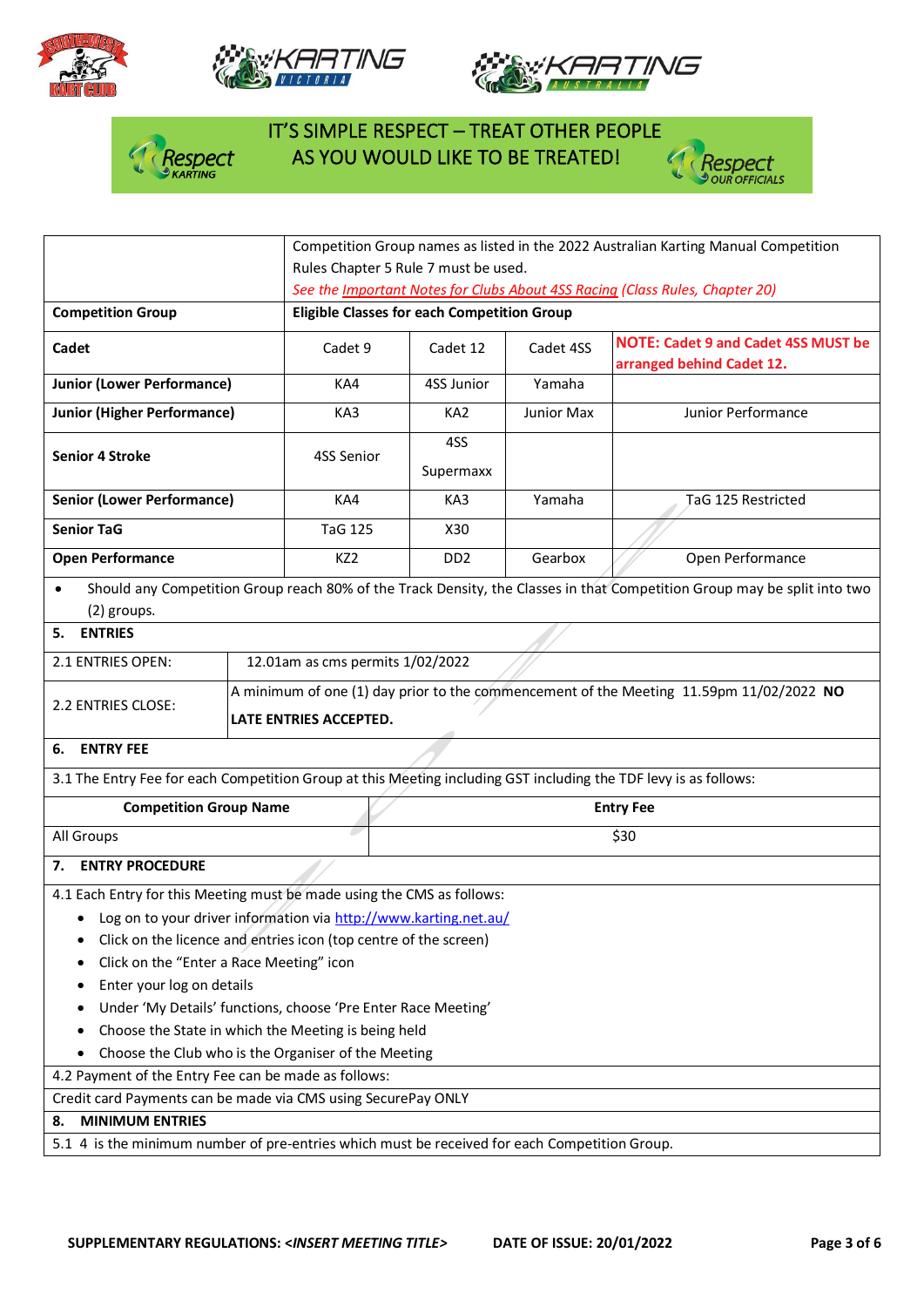IT'S SIMPLE RESPECT – TREAT OTHER PEOPLE AS YOU WOULD LIKE TO BE TREATED!

| | Competition Group names as listed in the 2022 Australian Karting Manual Competition Rules Chapter 5 Rule 7 must be used. *See the Important Notes for Clubs About 4SS Racing (Class Rules, Chapter 20)* | | | |
|---|---|---|---|---|
| **Competition Group** | **Eligible Classes for each Competition Group** | | | |
| **Cadet** | Cadet 9 | Cadet 12 | Cadet 4SS | **NOTE: Cadet 9 and Cadet 4SS MUST be arranged behind Cadet 12.** |
| **Junior (Lower Performance)** | KA4 | 4SS Junior | Yamaha | |
| **Junior (Higher Performance)** | KA3 | KA2 | Junior Max | Junior Performance |
| **Senior 4 Stroke** | 4SS Senior | 4SS Supermaxx | | |
| **Senior (Lower Performance)** | KA4 | KA3 | Yamaha | TaG 125 Restricted |
| **Senior TaG** | TaG 125 | X30 | | |
| **Open Performance** | KZ2 | DD2 | Gearbox | Open Performance |

- Should any Competition Group reach 80% of the Track Density, the Classes in that Competition Group may be split into two (2) groups.

## 5. ENTRIES

| | |
|---|---|
| 2.1 ENTRIES OPEN: | 12.01am as cms permits 1/02/2022 |
| 2.2 ENTRIES CLOSE: | A minimum of one (1) day prior to the commencement of the Meeting 11.59pm 11/02/2022 **NO LATE ENTRIES ACCEPTED.** |

## 6. ENTRY FEE

3.1 The Entry Fee for each Competition Group at this Meeting including GST including the TDF levy is as follows:

| Competition Group Name | Entry Fee |
|---|---|
| All Groups | $30 |

## 7. ENTRY PROCEDURE

4.1 Each Entry for this Meeting must be made using the CMS as follows:

- Log on to your driver information via http://www.karting.net.au/
- Click on the licence and entries icon (top centre of the screen)
- Click on the "Enter a Race Meeting" icon
- Enter your log on details
- Under 'My Details' functions, choose 'Pre Enter Race Meeting'
- Choose the State in which the Meeting is being held
- Choose the Club who is the Organiser of the Meeting

4.2 Payment of the Entry Fee can be made as follows:

Credit card Payments can be made via CMS using SecurePay ONLY

## 8. MINIMUM ENTRIES

5.1 4 is the minimum number of pre-entries which must be received for each Competition Group.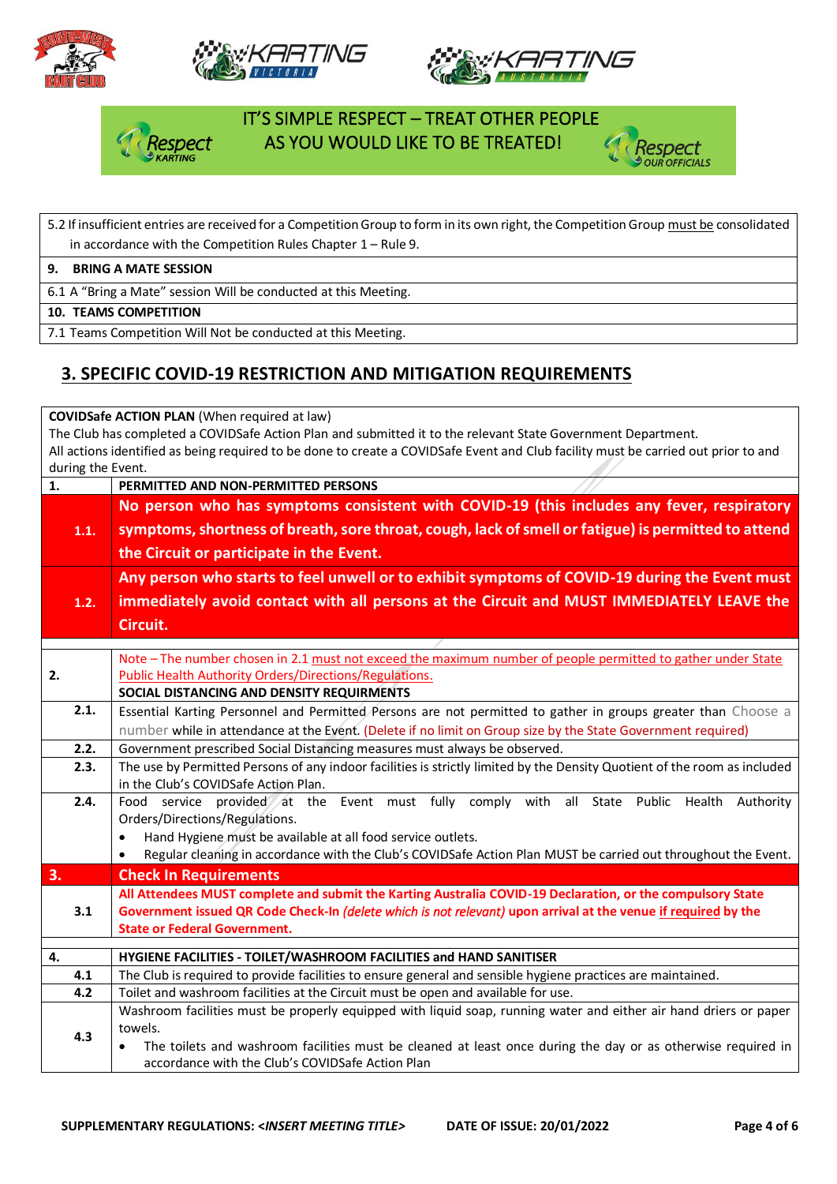IT'S SIMPLE RESPECT – TREAT OTHER PEOPLE AS YOU WOULD LIKE TO BE TREATED!

| |
|---|
| 5.2 If insufficient entries are received for a Competition Group to form in its own right, the Competition Group must be consolidated in accordance with the Competition Rules Chapter 1 – Rule 9. |
| **9. BRING A MATE SESSION** |
| 6.1 A "Bring a Mate" session Will be conducted at this Meeting. |
| **10. TEAMS COMPETITION** |
| 7.1 Teams Competition Will Not be conducted at this Meeting. |

## 3. SPECIFIC COVID-19 RESTRICTION AND MITIGATION REQUIREMENTS

**COVIDSafe ACTION PLAN** (When required at law)
The Club has completed a COVIDSafe Action Plan and submitted it to the relevant State Government Department.
All actions identified as being required to be done to create a COVIDSafe Event and Club facility must be carried out prior to and during the Event.

| | |
|---|---|
| **1.** | **PERMITTED AND NON-PERMITTED PERSONS** |
| **1.1.** | **No person who has symptoms consistent with COVID-19 (this includes any fever, respiratory symptoms, shortness of breath, sore throat, cough, lack of smell or fatigue) is permitted to attend the Circuit or participate in the Event.** |
| **1.2.** | **Any person who starts to feel unwell or to exhibit symptoms of COVID-19 during the Event must immediately avoid contact with all persons at the Circuit and MUST IMMEDIATELY LEAVE the Circuit.** |
| **2.** | Note – The number chosen in 2.1 must not exceed the maximum number of people permitted to gather under State Public Health Authority Orders/Directions/Regulations.<br>**SOCIAL DISTANCING AND DENSITY REQUIRMENTS** |
| **2.1.** | Essential Karting Personnel and Permitted Persons are not permitted to gather in groups greater than Choose a number while in attendance at the Event. (Delete if no limit on Group size by the State Government required) |
| **2.2.** | Government prescribed Social Distancing measures must always be observed. |
| **2.3.** | The use by Permitted Persons of any indoor facilities is strictly limited by the Density Quotient of the room as included in the Club's COVIDSafe Action Plan. |
| **2.4.** | Food service provided at the Event must fully comply with all State Public Health Authority Orders/Directions/Regulations.<br>• Hand Hygiene must be available at all food service outlets.<br>• Regular cleaning in accordance with the Club's COVIDSafe Action Plan MUST be carried out throughout the Event. |
| **3.** | **Check In Requirements** |
| **3.1** | **All Attendees MUST complete and submit the Karting Australia COVID-19 Declaration, or the compulsory State Government issued QR Code Check-In *(delete which is not relevant)* upon arrival at the venue if required by the State or Federal Government.** |
| **4.** | **HYGIENE FACILITIES - TOILET/WASHROOM FACILITIES and HAND SANITISER** |
| **4.1** | The Club is required to provide facilities to ensure general and sensible hygiene practices are maintained. |
| **4.2** | Toilet and washroom facilities at the Circuit must be open and available for use. |
| **4.3** | Washroom facilities must be properly equipped with liquid soap, running water and either air hand driers or paper towels.<br>• The toilets and washroom facilities must be cleaned at least once during the day or as otherwise required in accordance with the Club's COVIDSafe Action Plan |

**SUPPLEMENTARY REGULATIONS: <*INSERT MEETING TITLE*>** **DATE OF ISSUE: 20/01/2022**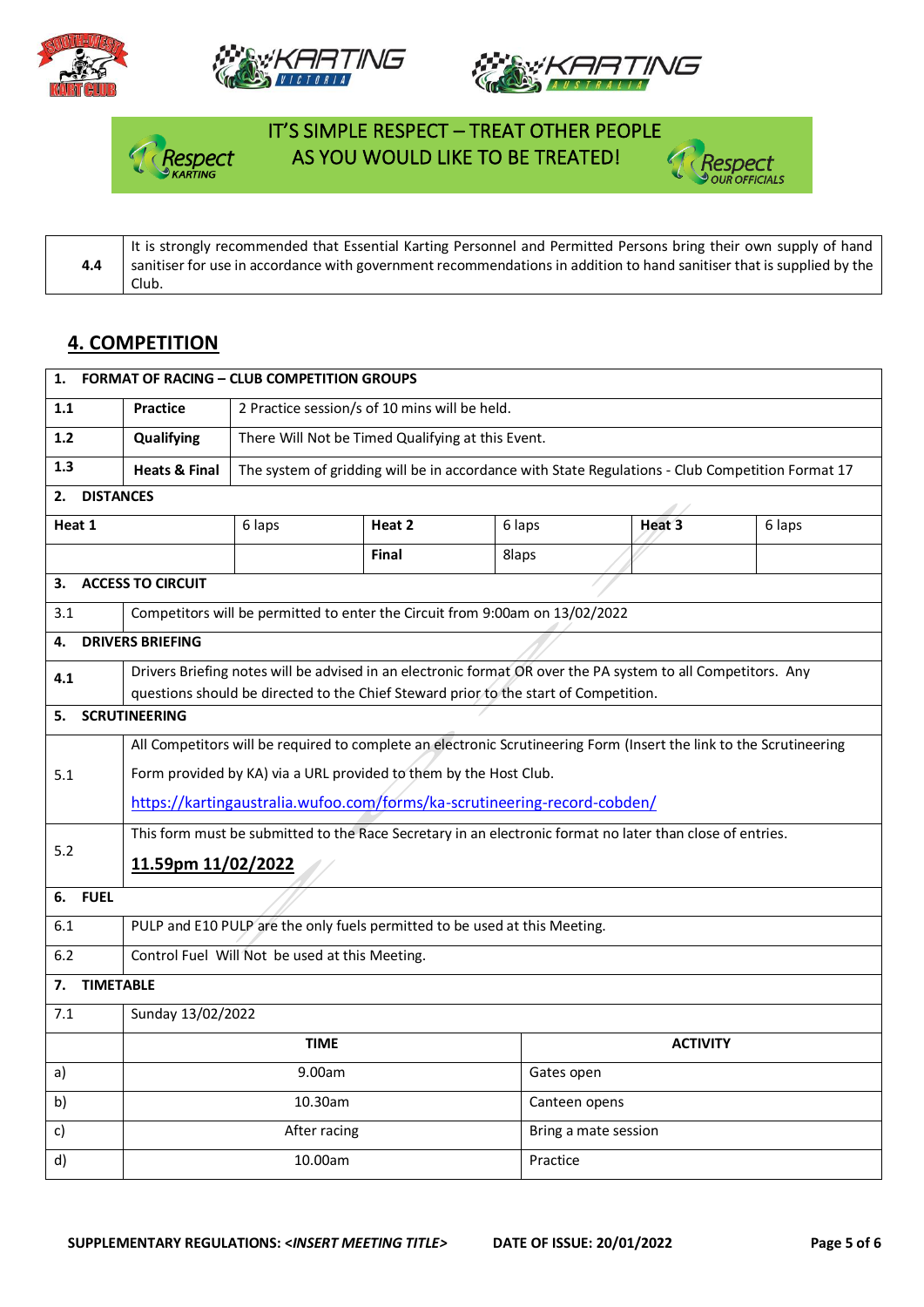IT'S SIMPLE RESPECT – TREAT OTHER PEOPLE AS YOU WOULD LIKE TO BE TREATED!

| 4.4 | It is strongly recommended that Essential Karting Personnel and Permitted Persons bring their own supply of hand sanitiser for use in accordance with government recommendations in addition to hand sanitiser that is supplied by the Club. |
|---|---|

## 4. COMPETITION

| **1. FORMAT OF RACING – CLUB COMPETITION GROUPS** | | | | | |
|---|---|---|---|---|---|
| **1.1** | **Practice** | 2 Practice session/s of 10 mins will be held. | | | |
| **1.2** | **Qualifying** | There Will Not be Timed Qualifying at this Event. | | | |
| **1.3** | **Heats & Final** | The system of gridding will be in accordance with State Regulations - Club Competition Format 17 | | | |
| **2. DISTANCES** | | | | | |
| **Heat 1** | 6 laps | **Heat 2** | 6 laps | **Heat 3** | 6 laps |
| | | **Final** | 8laps | | |
| **3. ACCESS TO CIRCUIT** | | | | | |
| 3.1 | Competitors will be permitted to enter the Circuit from 9:00am on 13/02/2022 | | | | |
| **4. DRIVERS BRIEFING** | | | | | |
| **4.1** | Drivers Briefing notes will be advised in an electronic format OR over the PA system to all Competitors. Any questions should be directed to the Chief Steward prior to the start of Competition. | | | | |
| **5. SCRUTINEERING** | | | | | |
| 5.1 | All Competitors will be required to complete an electronic Scrutineering Form (Insert the link to the Scrutineering Form provided by KA) via a URL provided to them by the Host Club. https://kartingaustralia.wufoo.com/forms/ka-scrutineering-record-cobden/ | | | | |
| 5.2 | This form must be submitted to the Race Secretary in an electronic format no later than close of entries. **11.59pm 11/02/2022** | | | | |
| **6. FUEL** | | | | | |
| 6.1 | PULP and E10 PULP are the only fuels permitted to be used at this Meeting. | | | | |
| 6.2 | Control Fuel Will Not be used at this Meeting. | | | | |
| **7. TIMETABLE** | | | | | |
| 7.1 | Sunday 13/02/2022 | | | | |

| | TIME | ACTIVITY |
|---|---|---|
| a) | 9.00am | Gates open |
| b) | 10.30am | Canteen opens |
| c) | After racing | Bring a mate session |
| d) | 10.00am | Practice |

SUPPLEMENTARY REGULATIONS: <INSERT MEETING TITLE> DATE OF ISSUE: 20/01/2022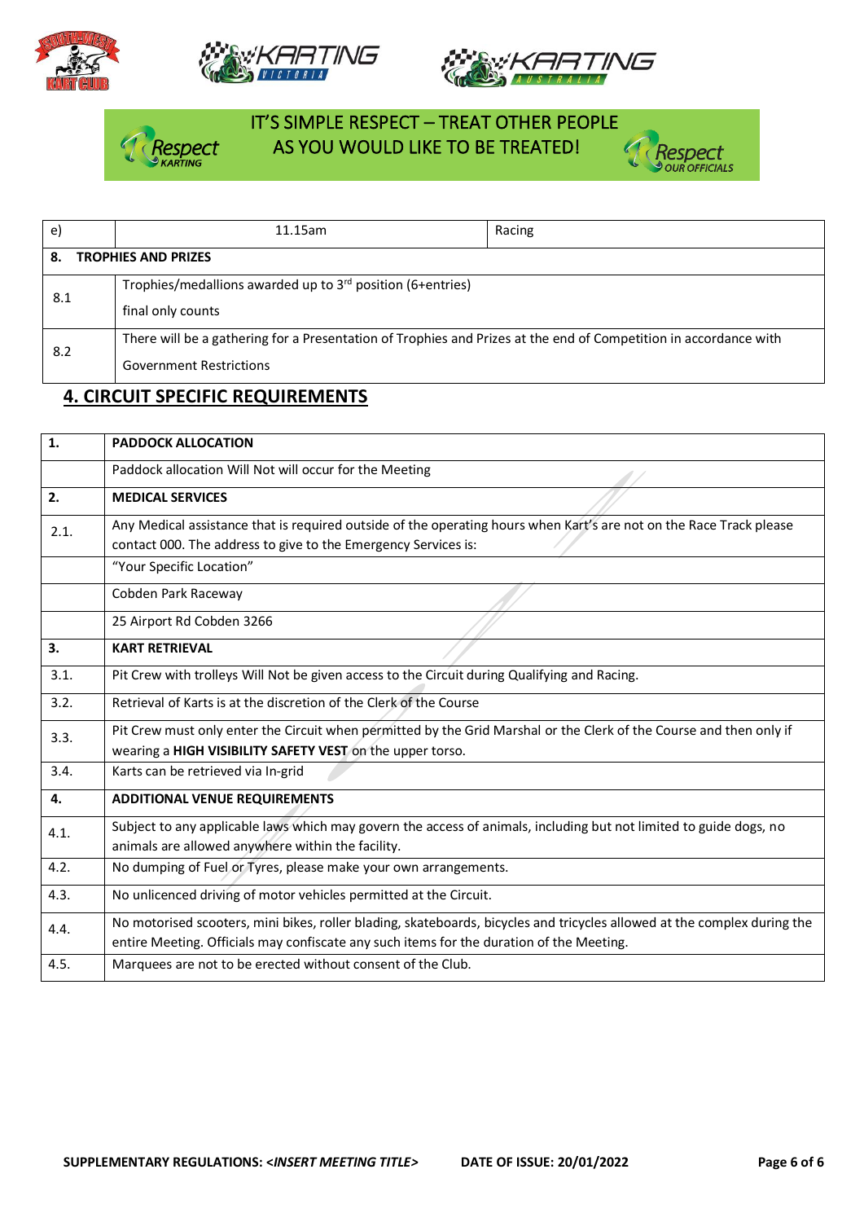IT'S SIMPLE RESPECT – TREAT OTHER PEOPLE AS YOU WOULD LIKE TO BE TREATED!

| | | |
|---|---|---|
| e) | 11.15am | Racing |
| **8.** | **TROPHIES AND PRIZES** | |
| 8.1 | Trophies/medallions awarded up to 3rd position (6+entries)<br>final only counts | |
| 8.2 | There will be a gathering for a Presentation of Trophies and Prizes at the end of Competition in accordance with Government Restrictions | |

## 4. CIRCUIT SPECIFIC REQUIREMENTS

| | |
|---|---|
| **1.** | **PADDOCK ALLOCATION** |
| | Paddock allocation Will Not will occur for the Meeting |
| **2.** | **MEDICAL SERVICES** |
| 2.1. | Any Medical assistance that is required outside of the operating hours when Kart's are not on the Race Track please contact 000. The address to give to the Emergency Services is: |
| | "Your Specific Location" |
| | Cobden Park Raceway |
| | 25 Airport Rd Cobden 3266 |
| **3.** | **KART RETRIEVAL** |
| 3.1. | Pit Crew with trolleys Will Not be given access to the Circuit during Qualifying and Racing. |
| 3.2. | Retrieval of Karts is at the discretion of the Clerk of the Course |
| 3.3. | Pit Crew must only enter the Circuit when permitted by the Grid Marshal or the Clerk of the Course and then only if wearing a **HIGH VISIBILITY SAFETY VEST** on the upper torso. |
| 3.4. | Karts can be retrieved via In-grid |
| **4.** | **ADDITIONAL VENUE REQUIREMENTS** |
| 4.1. | Subject to any applicable laws which may govern the access of animals, including but not limited to guide dogs, no animals are allowed anywhere within the facility. |
| 4.2. | No dumping of Fuel or Tyres, please make your own arrangements. |
| 4.3. | No unlicenced driving of motor vehicles permitted at the Circuit. |
| 4.4. | No motorised scooters, mini bikes, roller blading, skateboards, bicycles and tricycles allowed at the complex during the entire Meeting. Officials may confiscate any such items for the duration of the Meeting. |
| 4.5. | Marquees are not to be erected without consent of the Club. |